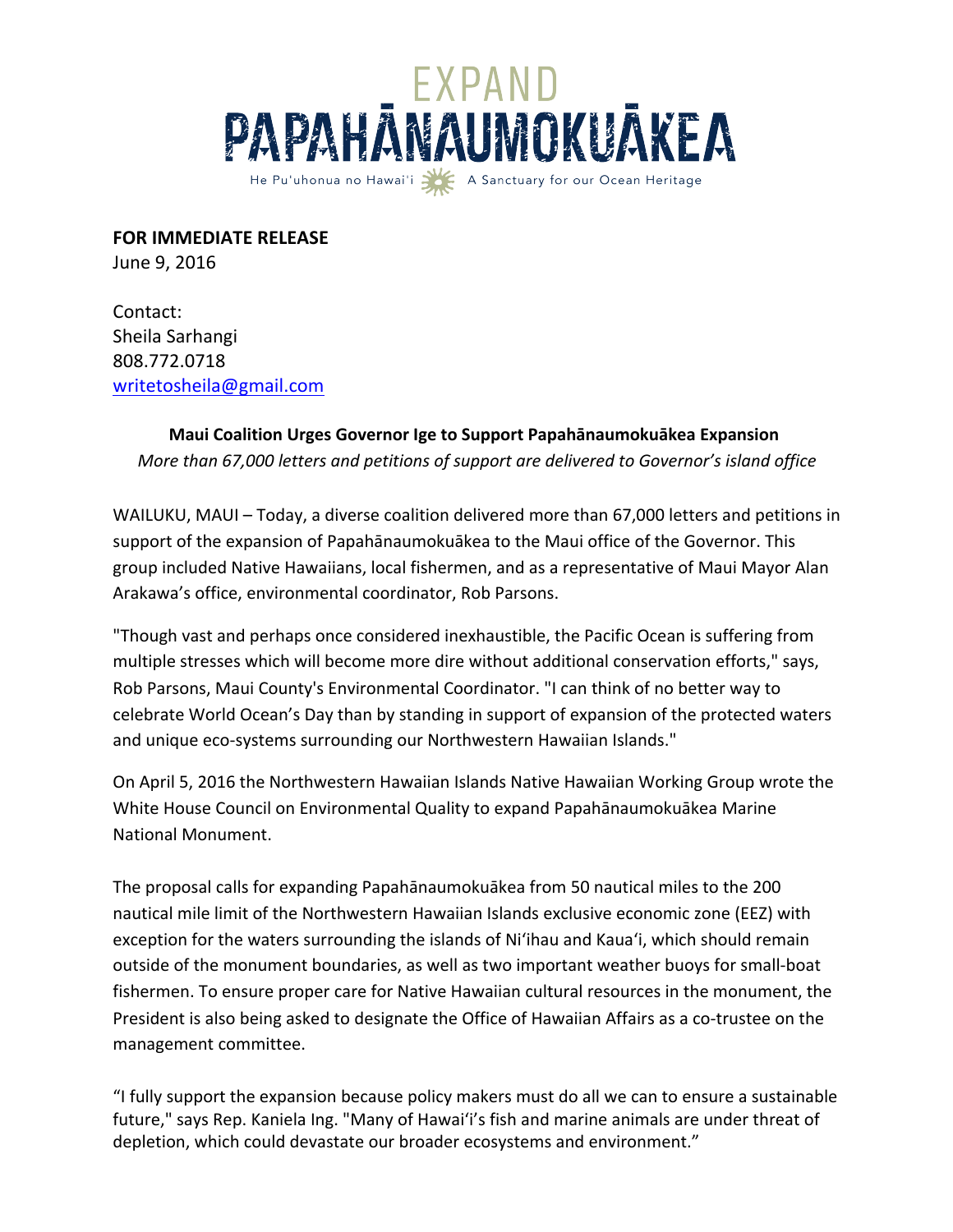# EXPAND PAPAHĀNAUMOKUĀKEA

He Pu'uhonua no Hawai'i — A Sanctuary for our Ocean Heritage

**FOR IMMEDIATE RELEASE**
June 9, 2016

Contact:
Sheila Sarhangi
808.772.0718
writetosheila@gmail.com

**Maui Coalition Urges Governor Ige to Support Papahānaumokuākea Expansion**

*More than 67,000 letters and petitions of support are delivered to Governor's island office*

WAILUKU, MAUI – Today, a diverse coalition delivered more than 67,000 letters and petitions in support of the expansion of Papahānaumokuākea to the Maui office of the Governor. This group included Native Hawaiians, local fishermen, and as a representative of Maui Mayor Alan Arakawa's office, environmental coordinator, Rob Parsons.

"Though vast and perhaps once considered inexhaustible, the Pacific Ocean is suffering from multiple stresses which will become more dire without additional conservation efforts," says, Rob Parsons, Maui County's Environmental Coordinator. "I can think of no better way to celebrate World Ocean's Day than by standing in support of expansion of the protected waters and unique eco-systems surrounding our Northwestern Hawaiian Islands."

On April 5, 2016 the Northwestern Hawaiian Islands Native Hawaiian Working Group wrote the White House Council on Environmental Quality to expand Papahānaumokuākea Marine National Monument.

The proposal calls for expanding Papahānaumokuākea from 50 nautical miles to the 200 nautical mile limit of the Northwestern Hawaiian Islands exclusive economic zone (EEZ) with exception for the waters surrounding the islands of Ni'ihau and Kaua'i, which should remain outside of the monument boundaries, as well as two important weather buoys for small-boat fishermen. To ensure proper care for Native Hawaiian cultural resources in the monument, the President is also being asked to designate the Office of Hawaiian Affairs as a co-trustee on the management committee.

"I fully support the expansion because policy makers must do all we can to ensure a sustainable future," says Rep. Kaniela Ing. "Many of Hawai'i's fish and marine animals are under threat of depletion, which could devastate our broader ecosystems and environment."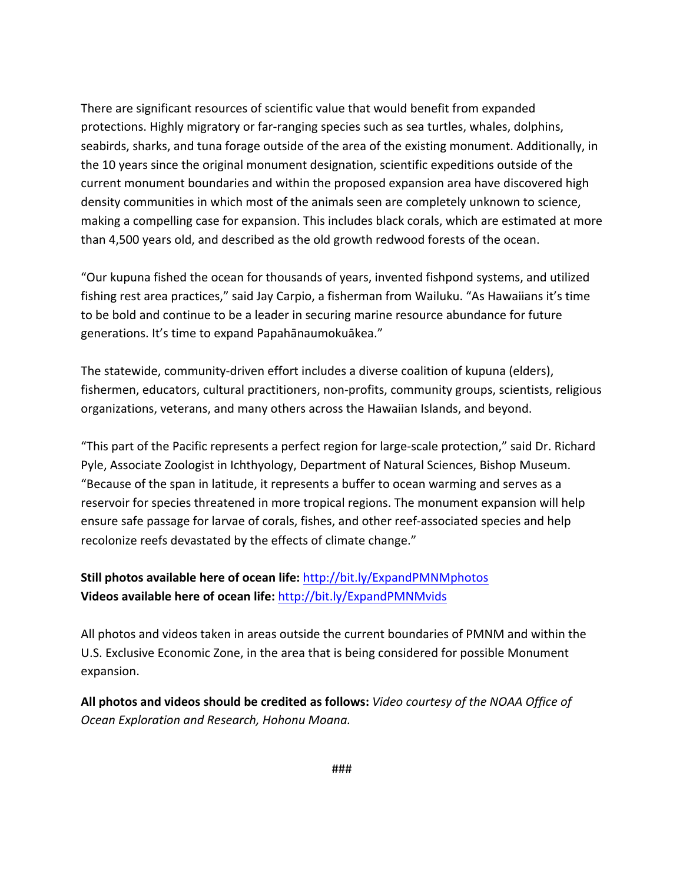There are significant resources of scientific value that would benefit from expanded protections. Highly migratory or far-ranging species such as sea turtles, whales, dolphins, seabirds, sharks, and tuna forage outside of the area of the existing monument. Additionally, in the 10 years since the original monument designation, scientific expeditions outside of the current monument boundaries and within the proposed expansion area have discovered high density communities in which most of the animals seen are completely unknown to science, making a compelling case for expansion. This includes black corals, which are estimated at more than 4,500 years old, and described as the old growth redwood forests of the ocean.

"Our kupuna fished the ocean for thousands of years, invented fishpond systems, and utilized fishing rest area practices," said Jay Carpio, a fisherman from Wailuku. "As Hawaiians it's time to be bold and continue to be a leader in securing marine resource abundance for future generations. It's time to expand Papahānaumokuākea."

The statewide, community-driven effort includes a diverse coalition of kupuna (elders), fishermen, educators, cultural practitioners, non-profits, community groups, scientists, religious organizations, veterans, and many others across the Hawaiian Islands, and beyond.

"This part of the Pacific represents a perfect region for large-scale protection," said Dr. Richard Pyle, Associate Zoologist in Ichthyology, Department of Natural Sciences, Bishop Museum. "Because of the span in latitude, it represents a buffer to ocean warming and serves as a reservoir for species threatened in more tropical regions. The monument expansion will help ensure safe passage for larvae of corals, fishes, and other reef-associated species and help recolonize reefs devastated by the effects of climate change."

**Still photos available here of ocean life:** [http://bit.ly/ExpandPMNMphotos](http://bit.ly/ExpandPMNMphotos)
**Videos available here of ocean life:** [http://bit.ly/ExpandPMNMvids](http://bit.ly/ExpandPMNMvids)

All photos and videos taken in areas outside the current boundaries of PMNM and within the U.S. Exclusive Economic Zone, in the area that is being considered for possible Monument expansion.

**All photos and videos should be credited as follows:** *Video courtesy of the NOAA Office of Ocean Exploration and Research, Hohonu Moana.*

###